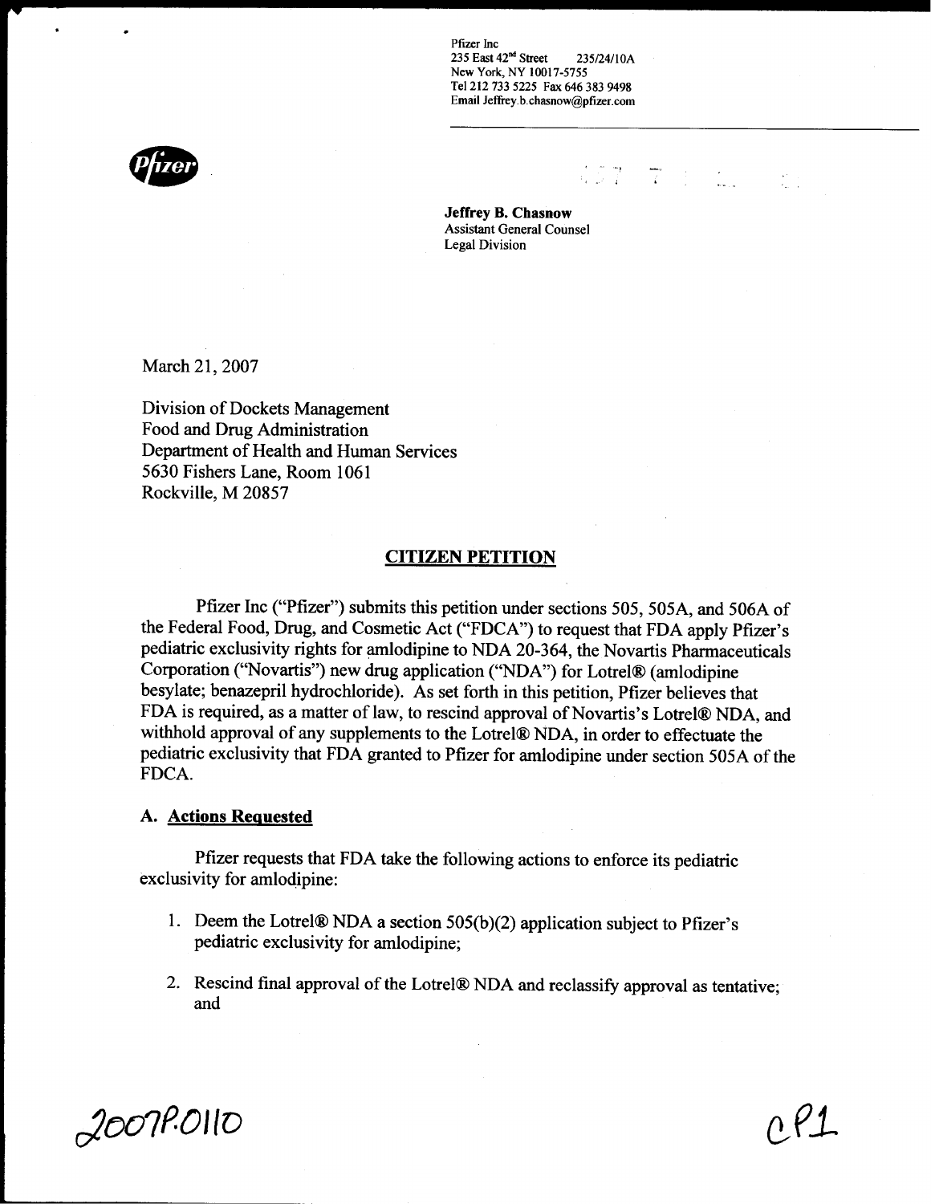Pfizer Inc
235 East 42nd Street 235/24/10A
New York, NY 10017-5755
Tel 212 733 5225 Fax 646 383 9498
Email Jeffrey.b.chasnow@pfizer.com

**Jeffrey B. Chasnow**
Assistant General Counsel
Legal Division

March 21, 2007

Division of Dockets Management
Food and Drug Administration
Department of Health and Human Services
5630 Fishers Lane, Room 1061
Rockville, M 20857

## CITIZEN PETITION

Pfizer Inc ("Pfizer") submits this petition under sections 505, 505A, and 506A of the Federal Food, Drug, and Cosmetic Act ("FDCA") to request that FDA apply Pfizer's pediatric exclusivity rights for amlodipine to NDA 20-364, the Novartis Pharmaceuticals Corporation ("Novartis") new drug application ("NDA") for Lotrel® (amlodipine besylate; benazepril hydrochloride). As set forth in this petition, Pfizer believes that FDA is required, as a matter of law, to rescind approval of Novartis's Lotrel® NDA, and withhold approval of any supplements to the Lotrel® NDA, in order to effectuate the pediatric exclusivity that FDA granted to Pfizer for amlodipine under section 505A of the FDCA.

### A. Actions Requested

Pfizer requests that FDA take the following actions to enforce its pediatric exclusivity for amlodipine:

1. Deem the Lotrel® NDA a section 505(b)(2) application subject to Pfizer's pediatric exclusivity for amlodipine;
2. Rescind final approval of the Lotrel® NDA and reclassify approval as tentative; and

2007P.0110 CP1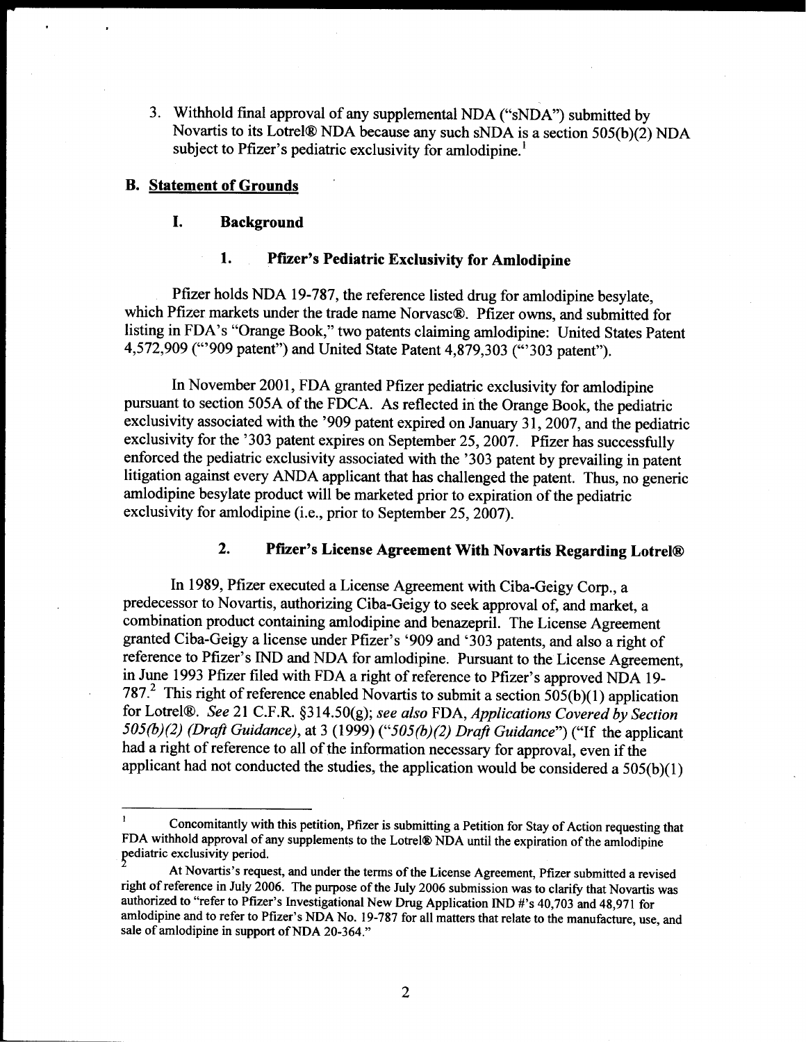3. Withhold final approval of any supplemental NDA ("sNDA") submitted by Novartis to its Lotrel® NDA because any such sNDA is a section 505(b)(2) NDA subject to Pfizer's pediatric exclusivity for amlodipine.[1]

## B. Statement of Grounds

### I. Background

#### 1. Pfizer's Pediatric Exclusivity for Amlodipine

Pfizer holds NDA 19-787, the reference listed drug for amlodipine besylate, which Pfizer markets under the trade name Norvasc®. Pfizer owns, and submitted for listing in FDA's "Orange Book," two patents claiming amlodipine: United States Patent 4,572,909 ("'909 patent") and United State Patent 4,879,303 ("'303 patent").

In November 2001, FDA granted Pfizer pediatric exclusivity for amlodipine pursuant to section 505A of the FDCA. As reflected in the Orange Book, the pediatric exclusivity associated with the '909 patent expired on January 31, 2007, and the pediatric exclusivity for the '303 patent expires on September 25, 2007. Pfizer has successfully enforced the pediatric exclusivity associated with the '303 patent by prevailing in patent litigation against every ANDA applicant that has challenged the patent. Thus, no generic amlodipine besylate product will be marketed prior to expiration of the pediatric exclusivity for amlodipine (i.e., prior to September 25, 2007).

#### 2. Pfizer's License Agreement With Novartis Regarding Lotrel®

In 1989, Pfizer executed a License Agreement with Ciba-Geigy Corp., a predecessor to Novartis, authorizing Ciba-Geigy to seek approval of, and market, a combination product containing amlodipine and benazepril. The License Agreement granted Ciba-Geigy a license under Pfizer's '909 and '303 patents, and also a right of reference to Pfizer's IND and NDA for amlodipine. Pursuant to the License Agreement, in June 1993 Pfizer filed with FDA a right of reference to Pfizer's approved NDA 19-787.[2] This right of reference enabled Novartis to submit a section 505(b)(1) application for Lotrel®. *See* 21 C.F.R. §314.50(g); *see also* FDA, *Applications Covered by Section 505(b)(2) (Draft Guidance)*, at 3 (1999) ("*505(b)(2) Draft Guidance*") ("If the applicant had a right of reference to all of the information necessary for approval, even if the applicant had not conducted the studies, the application would be considered a 505(b)(1)

---

[1] Concomitantly with this petition, Pfizer is submitting a Petition for Stay of Action requesting that FDA withhold approval of any supplements to the Lotrel® NDA until the expiration of the amlodipine pediatric exclusivity period.

[2] At Novartis's request, and under the terms of the License Agreement, Pfizer submitted a revised right of reference in July 2006. The purpose of the July 2006 submission was to clarify that Novartis was authorized to "refer to Pfizer's Investigational New Drug Application IND #'s 40,703 and 48,971 for amlodipine and to refer to Pfizer's NDA No. 19-787 for all matters that relate to the manufacture, use, and sale of amlodipine in support of NDA 20-364."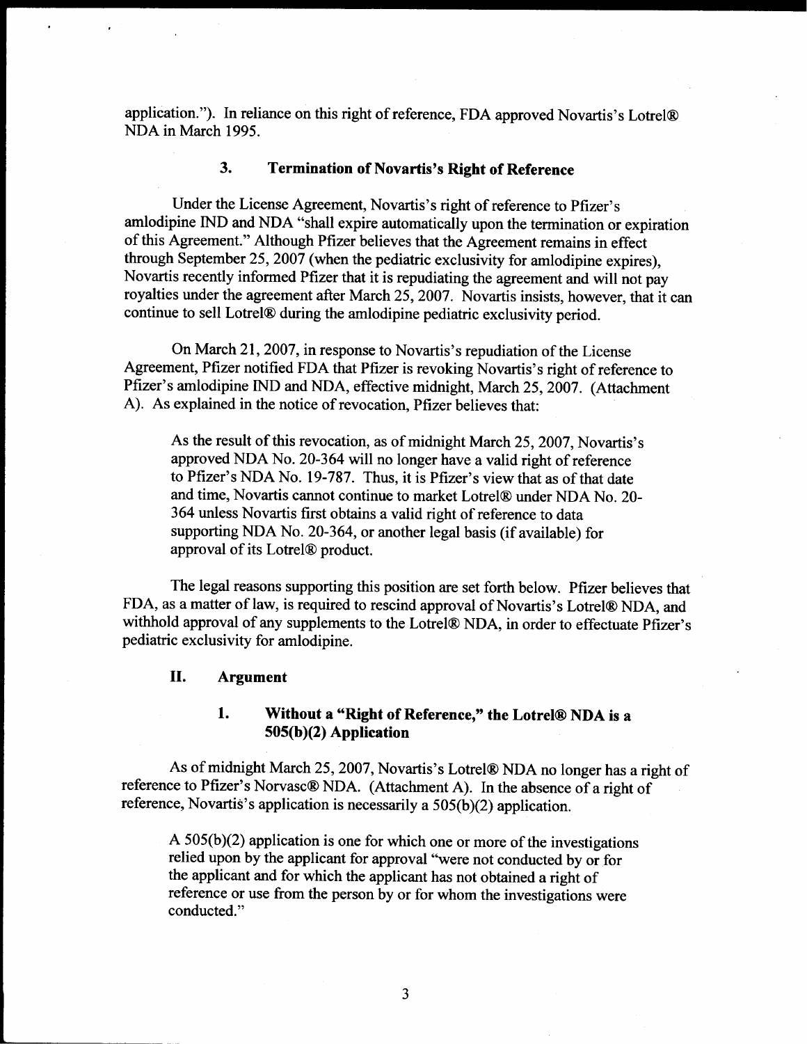application."). In reliance on this right of reference, FDA approved Novartis's Lotrel® NDA in March 1995.

### 3. Termination of Novartis's Right of Reference

Under the License Agreement, Novartis's right of reference to Pfizer's amlodipine IND and NDA "shall expire automatically upon the termination or expiration of this Agreement." Although Pfizer believes that the Agreement remains in effect through September 25, 2007 (when the pediatric exclusivity for amlodipine expires), Novartis recently informed Pfizer that it is repudiating the agreement and will not pay royalties under the agreement after March 25, 2007. Novartis insists, however, that it can continue to sell Lotrel® during the amlodipine pediatric exclusivity period.

On March 21, 2007, in response to Novartis's repudiation of the License Agreement, Pfizer notified FDA that Pfizer is revoking Novartis's right of reference to Pfizer's amlodipine IND and NDA, effective midnight, March 25, 2007. (Attachment A). As explained in the notice of revocation, Pfizer believes that:

> As the result of this revocation, as of midnight March 25, 2007, Novartis's approved NDA No. 20-364 will no longer have a valid right of reference to Pfizer's NDA No. 19-787. Thus, it is Pfizer's view that as of that date and time, Novartis cannot continue to market Lotrel® under NDA No. 20-364 unless Novartis first obtains a valid right of reference to data supporting NDA No. 20-364, or another legal basis (if available) for approval of its Lotrel® product.

The legal reasons supporting this position are set forth below. Pfizer believes that FDA, as a matter of law, is required to rescind approval of Novartis's Lotrel® NDA, and withhold approval of any supplements to the Lotrel® NDA, in order to effectuate Pfizer's pediatric exclusivity for amlodipine.

## II. Argument

### 1. Without a "Right of Reference," the Lotrel® NDA is a 505(b)(2) Application

As of midnight March 25, 2007, Novartis's Lotrel® NDA no longer has a right of reference to Pfizer's Norvasc® NDA. (Attachment A). In the absence of a right of reference, Novartis's application is necessarily a 505(b)(2) application.

> A 505(b)(2) application is one for which one or more of the investigations relied upon by the applicant for approval "were not conducted by or for the applicant and for which the applicant has not obtained a right of reference or use from the person by or for whom the investigations were conducted."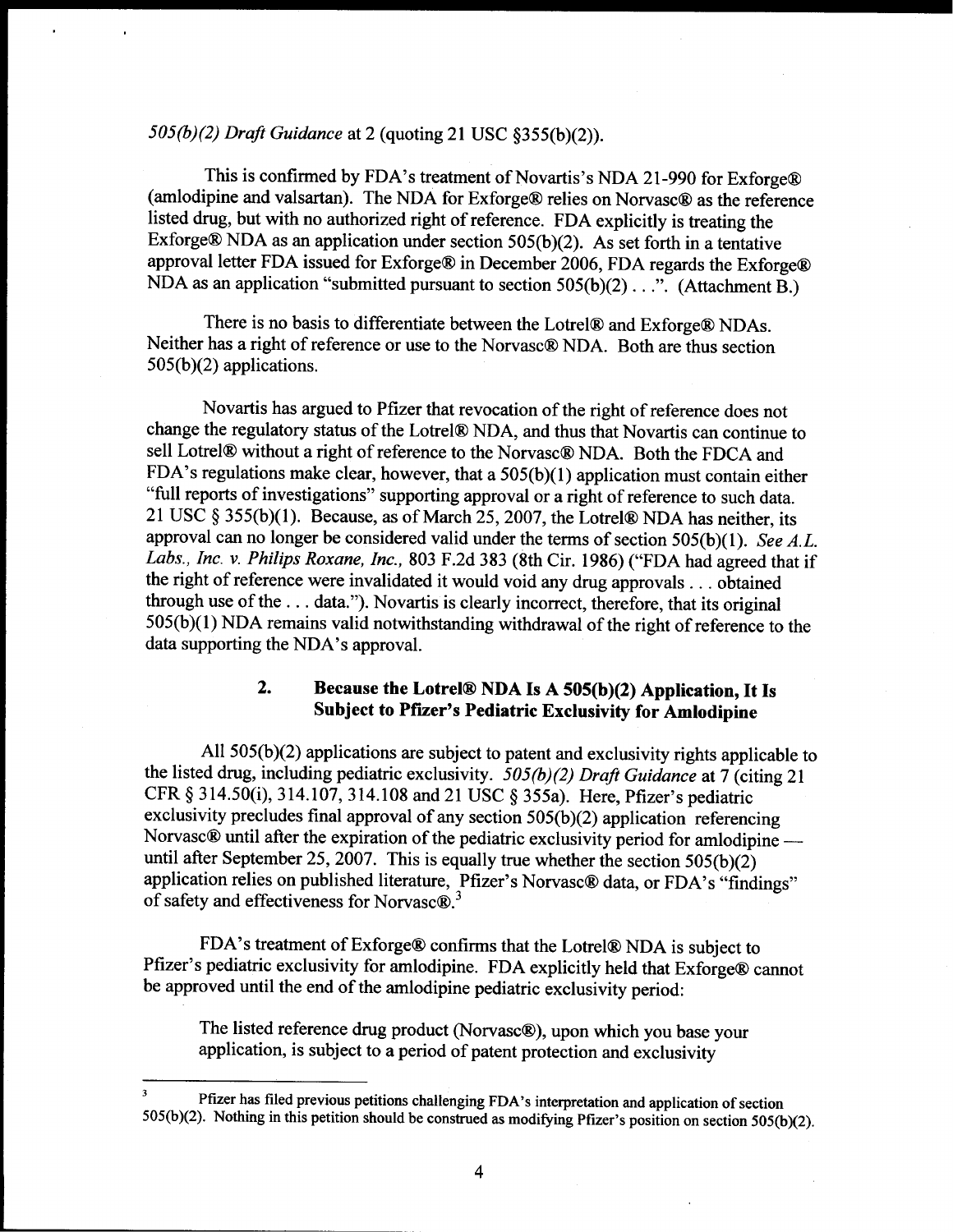*505(b)(2) Draft Guidance* at 2 (quoting 21 USC §355(b)(2)).

This is confirmed by FDA's treatment of Novartis's NDA 21-990 for Exforge® (amlodipine and valsartan). The NDA for Exforge® relies on Norvasc® as the reference listed drug, but with no authorized right of reference. FDA explicitly is treating the Exforge® NDA as an application under section 505(b)(2). As set forth in a tentative approval letter FDA issued for Exforge® in December 2006, FDA regards the Exforge® NDA as an application "submitted pursuant to section 505(b)(2) . . .". (Attachment B.)

There is no basis to differentiate between the Lotrel® and Exforge® NDAs. Neither has a right of reference or use to the Norvasc® NDA. Both are thus section 505(b)(2) applications.

Novartis has argued to Pfizer that revocation of the right of reference does not change the regulatory status of the Lotrel® NDA, and thus that Novartis can continue to sell Lotrel® without a right of reference to the Norvasc® NDA. Both the FDCA and FDA's regulations make clear, however, that a 505(b)(1) application must contain either "full reports of investigations" supporting approval or a right of reference to such data. 21 USC § 355(b)(1). Because, as of March 25, 2007, the Lotrel® NDA has neither, its approval can no longer be considered valid under the terms of section 505(b)(1). *See A.L. Labs., Inc. v. Philips Roxane, Inc.*, 803 F.2d 383 (8th Cir. 1986) ("FDA had agreed that if the right of reference were invalidated it would void any drug approvals . . . obtained through use of the . . . data."). Novartis is clearly incorrect, therefore, that its original 505(b)(1) NDA remains valid notwithstanding withdrawal of the right of reference to the data supporting the NDA's approval.

### 2. Because the Lotrel® NDA Is A 505(b)(2) Application, It Is Subject to Pfizer's Pediatric Exclusivity for Amlodipine

All 505(b)(2) applications are subject to patent and exclusivity rights applicable to the listed drug, including pediatric exclusivity. *505(b)(2) Draft Guidance* at 7 (citing 21 CFR § 314.50(i), 314.107, 314.108 and 21 USC § 355a). Here, Pfizer's pediatric exclusivity precludes final approval of any section 505(b)(2) application referencing Norvasc® until after the expiration of the pediatric exclusivity period for amlodipine — until after September 25, 2007. This is equally true whether the section 505(b)(2) application relies on published literature, Pfizer's Norvasc® data, or FDA's "findings" of safety and effectiveness for Norvasc®.[3]

FDA's treatment of Exforge® confirms that the Lotrel® NDA is subject to Pfizer's pediatric exclusivity for amlodipine. FDA explicitly held that Exforge® cannot be approved until the end of the amlodipine pediatric exclusivity period:

> The listed reference drug product (Norvasc®), upon which you base your application, is subject to a period of patent protection and exclusivity

---

[3] Pfizer has filed previous petitions challenging FDA's interpretation and application of section 505(b)(2). Nothing in this petition should be construed as modifying Pfizer's position on section 505(b)(2).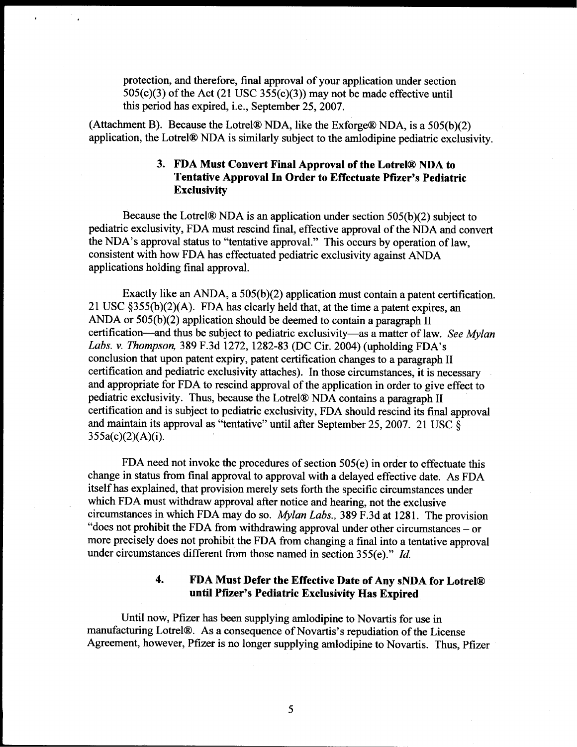protection, and therefore, final approval of your application under section 505(c)(3) of the Act (21 USC 355(c)(3)) may not be made effective until this period has expired, i.e., September 25, 2007.

(Attachment B). Because the Lotrel® NDA, like the Exforge® NDA, is a 505(b)(2) application, the Lotrel® NDA is similarly subject to the amlodipine pediatric exclusivity.

### 3. FDA Must Convert Final Approval of the Lotrel® NDA to Tentative Approval In Order to Effectuate Pfizer's Pediatric Exclusivity

Because the Lotrel® NDA is an application under section 505(b)(2) subject to pediatric exclusivity, FDA must rescind final, effective approval of the NDA and convert the NDA's approval status to "tentative approval." This occurs by operation of law, consistent with how FDA has effectuated pediatric exclusivity against ANDA applications holding final approval.

Exactly like an ANDA, a 505(b)(2) application must contain a patent certification. 21 USC §355(b)(2)(A). FDA has clearly held that, at the time a patent expires, an ANDA or 505(b)(2) application should be deemed to contain a paragraph II certification—and thus be subject to pediatric exclusivity—as a matter of law. *See Mylan Labs. v. Thompson,* 389 F.3d 1272, 1282-83 (DC Cir. 2004) (upholding FDA's conclusion that upon patent expiry, patent certification changes to a paragraph II certification and pediatric exclusivity attaches). In those circumstances, it is necessary and appropriate for FDA to rescind approval of the application in order to give effect to pediatric exclusivity. Thus, because the Lotrel® NDA contains a paragraph II certification and is subject to pediatric exclusivity, FDA should rescind its final approval and maintain its approval as "tentative" until after September 25, 2007. 21 USC § 355a(c)(2)(A)(i).

FDA need not invoke the procedures of section 505(e) in order to effectuate this change in status from final approval to approval with a delayed effective date. As FDA itself has explained, that provision merely sets forth the specific circumstances under which FDA must withdraw approval after notice and hearing, not the exclusive circumstances in which FDA may do so. *Mylan Labs.,* 389 F.3d at 1281. The provision "does not prohibit the FDA from withdrawing approval under other circumstances – or more precisely does not prohibit the FDA from changing a final into a tentative approval under circumstances different from those named in section 355(e)." *Id.*

### 4. FDA Must Defer the Effective Date of Any sNDA for Lotrel® until Pfizer's Pediatric Exclusivity Has Expired

Until now, Pfizer has been supplying amlodipine to Novartis for use in manufacturing Lotrel®. As a consequence of Novartis's repudiation of the License Agreement, however, Pfizer is no longer supplying amlodipine to Novartis. Thus, Pfizer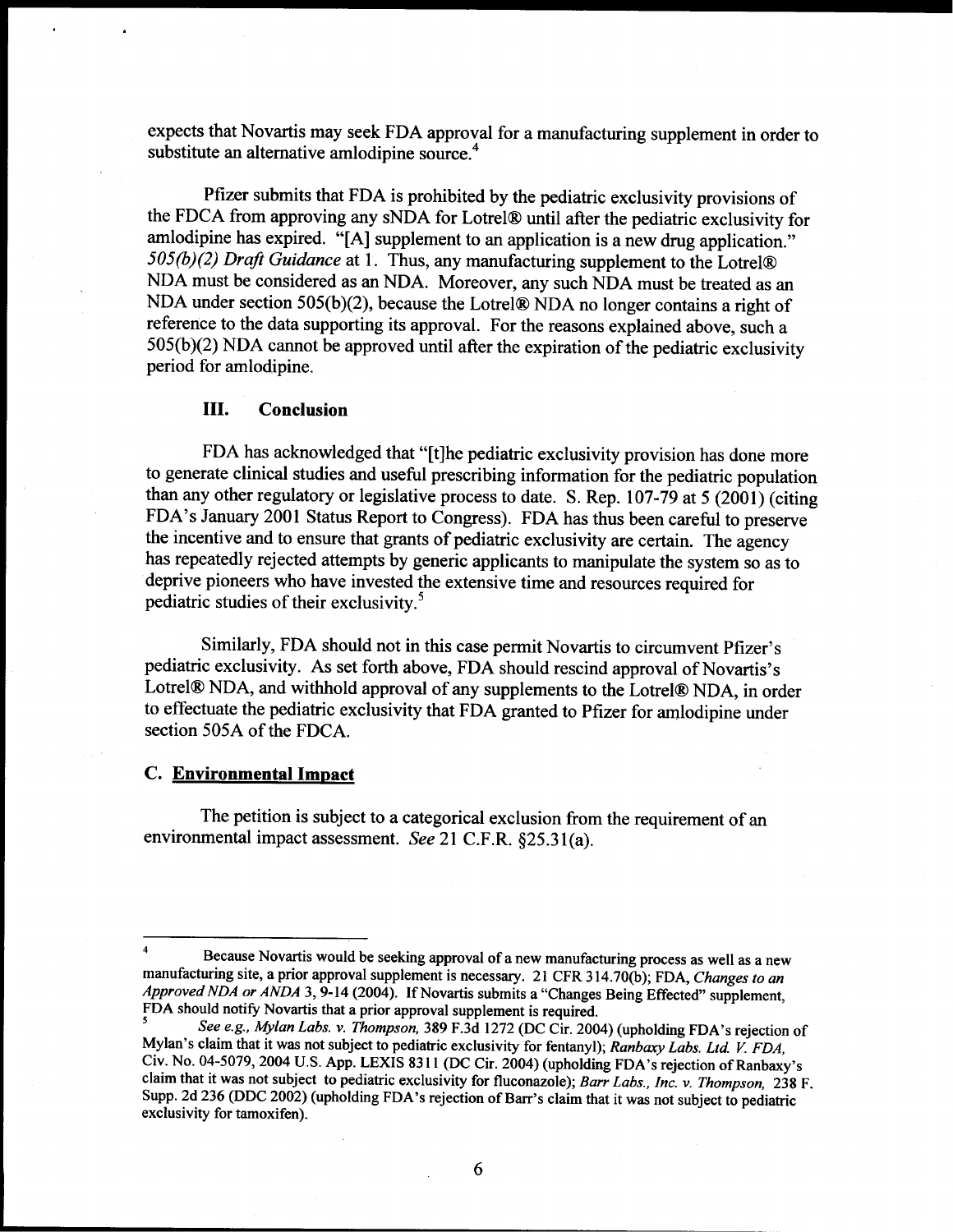expects that Novartis may seek FDA approval for a manufacturing supplement in order to substitute an alternative amlodipine source.[4]

Pfizer submits that FDA is prohibited by the pediatric exclusivity provisions of the FDCA from approving any sNDA for Lotrel® until after the pediatric exclusivity for amlodipine has expired. "[A] supplement to an application is a new drug application." *505(b)(2) Draft Guidance* at 1. Thus, any manufacturing supplement to the Lotrel® NDA must be considered as an NDA. Moreover, any such NDA must be treated as an NDA under section 505(b)(2), because the Lotrel® NDA no longer contains a right of reference to the data supporting its approval. For the reasons explained above, such a 505(b)(2) NDA cannot be approved until after the expiration of the pediatric exclusivity period for amlodipine.

### III. Conclusion

FDA has acknowledged that "[t]he pediatric exclusivity provision has done more to generate clinical studies and useful prescribing information for the pediatric population than any other regulatory or legislative process to date. S. Rep. 107-79 at 5 (2001) (citing FDA's January 2001 Status Report to Congress). FDA has thus been careful to preserve the incentive and to ensure that grants of pediatric exclusivity are certain. The agency has repeatedly rejected attempts by generic applicants to manipulate the system so as to deprive pioneers who have invested the extensive time and resources required for pediatric studies of their exclusivity.[5]

Similarly, FDA should not in this case permit Novartis to circumvent Pfizer's pediatric exclusivity. As set forth above, FDA should rescind approval of Novartis's Lotrel® NDA, and withhold approval of any supplements to the Lotrel® NDA, in order to effectuate the pediatric exclusivity that FDA granted to Pfizer for amlodipine under section 505A of the FDCA.

## C. Environmental Impact

The petition is subject to a categorical exclusion from the requirement of an environmental impact assessment. *See* 21 C.F.R. §25.31(a).

---

[4] Because Novartis would be seeking approval of a new manufacturing process as well as a new manufacturing site, a prior approval supplement is necessary. 21 CFR 314.70(b); FDA, *Changes to an Approved NDA or ANDA* 3, 9-14 (2004). If Novartis submits a "Changes Being Effected" supplement, FDA should notify Novartis that a prior approval supplement is required.

[5] *See e.g., Mylan Labs. v. Thompson,* 389 F.3d 1272 (DC Cir. 2004) (upholding FDA's rejection of Mylan's claim that it was not subject to pediatric exclusivity for fentanyl); *Ranbaxy Labs. Ltd. V. FDA,* Civ. No. 04-5079, 2004 U.S. App. LEXIS 8311 (DC Cir. 2004) (upholding FDA's rejection of Ranbaxy's claim that it was not subject to pediatric exclusivity for fluconazole); *Barr Labs., Inc. v. Thompson,* 238 F. Supp. 2d 236 (DDC 2002) (upholding FDA's rejection of Barr's claim that it was not subject to pediatric exclusivity for tamoxifen).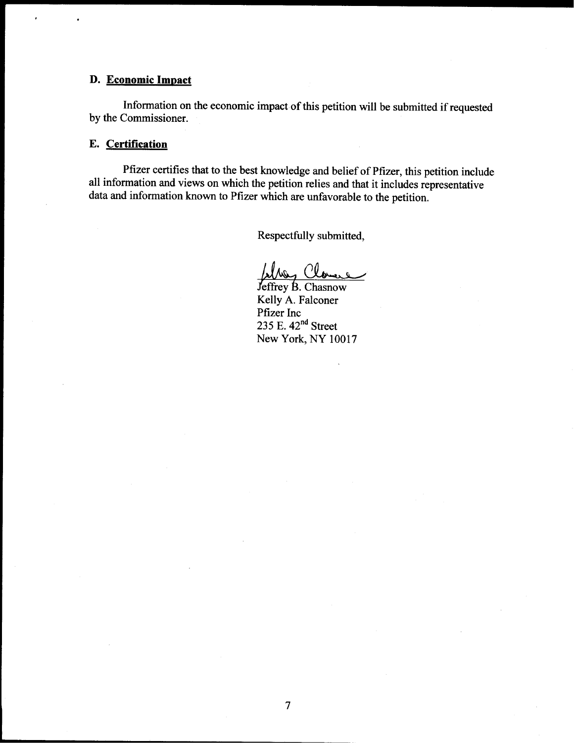## D. Economic Impact

Information on the economic impact of this petition will be submitted if requested by the Commissioner.

## E. Certification

Pfizer certifies that to the best knowledge and belief of Pfizer, this petition include all information and views on which the petition relies and that it includes representative data and information known to Pfizer which are unfavorable to the petition.

Respectfully submitted,

Jeffrey B. Chasnow
Kelly A. Falconer
Pfizer Inc
235 E. 42nd Street
New York, NY 10017